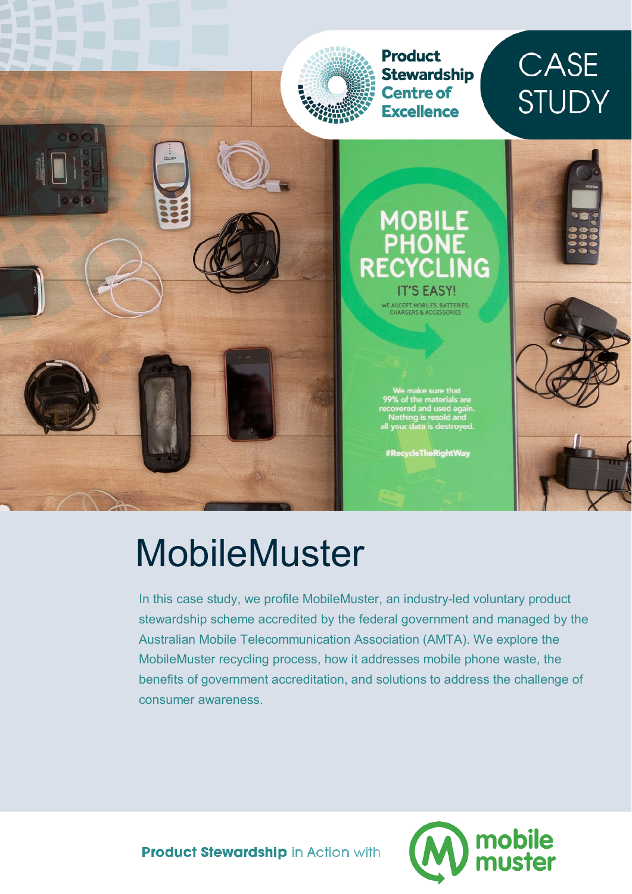Product Stewardship Centre of Excellence

CASE STUDY

# MobileMuster

In this case study, we profile MobileMuster, an industry-led voluntary product stewardship scheme accredited by the federal government and managed by the Australian Mobile Telecommunication Association (AMTA). We explore the MobileMuster recycling process, how it addresses mobile phone waste, the benefits of government accreditation, and solutions to address the challenge of consumer awareness.

**Product Stewardship** in Action with mobile muster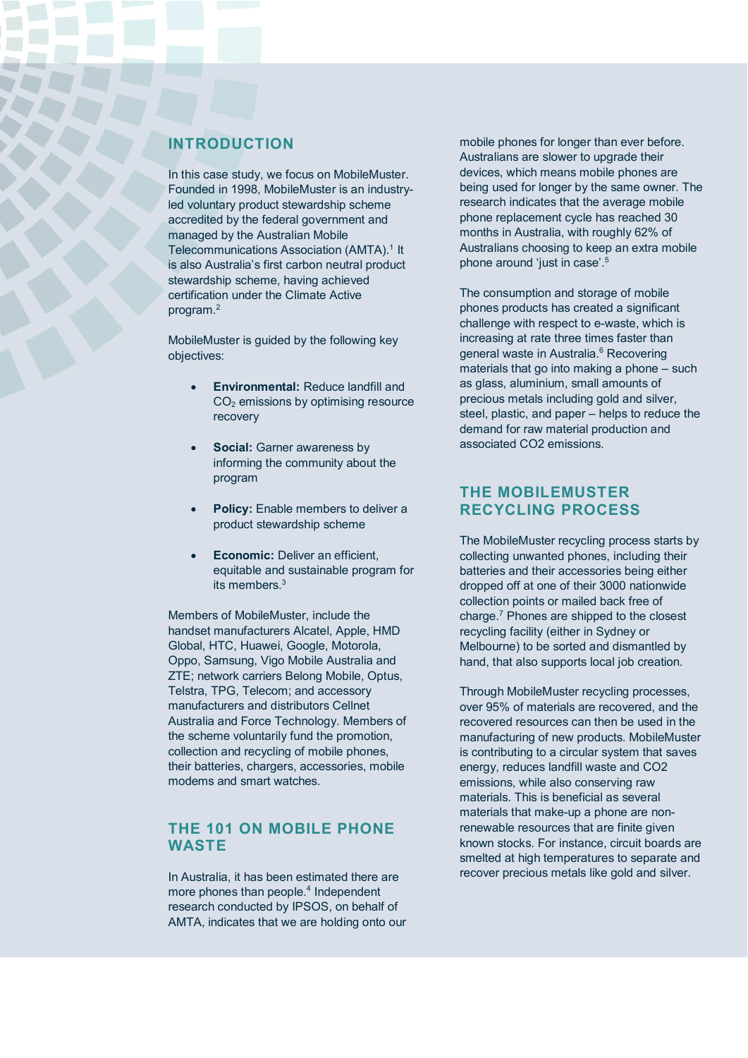## INTRODUCTION

In this case study, we focus on MobileMuster. Founded in 1998, MobileMuster is an industry-led voluntary product stewardship scheme accredited by the federal government and managed by the Australian Mobile Telecommunications Association (AMTA).[1] It is also Australia's first carbon neutral product stewardship scheme, having achieved certification under the Climate Active program.[2]

MobileMuster is guided by the following key objectives:

- **Environmental:** Reduce landfill and $CO_2$ emissions by optimising resource recovery
- **Social:** Garner awareness by informing the community about the program
- **Policy:** Enable members to deliver a product stewardship scheme
- **Economic:** Deliver an efficient, equitable and sustainable program for its members.[3]

Members of MobileMuster, include the handset manufacturers Alcatel, Apple, HMD Global, HTC, Huawei, Google, Motorola, Oppo, Samsung, Vigo Mobile Australia and ZTE; network carriers Belong Mobile, Optus, Telstra, TPG, Telecom; and accessory manufacturers and distributors Cellnet Australia and Force Technology. Members of the scheme voluntarily fund the promotion, collection and recycling of mobile phones, their batteries, chargers, accessories, mobile modems and smart watches.

## THE 101 ON MOBILE PHONE WASTE

In Australia, it has been estimated there are more phones than people.[4] Independent research conducted by IPSOS, on behalf of AMTA, indicates that we are holding onto our mobile phones for longer than ever before. Australians are slower to upgrade their devices, which means mobile phones are being used for longer by the same owner. The research indicates that the average mobile phone replacement cycle has reached 30 months in Australia, with roughly 62% of Australians choosing to keep an extra mobile phone around 'just in case'.[5]

The consumption and storage of mobile phones products has created a significant challenge with respect to e-waste, which is increasing at rate three times faster than general waste in Australia.[6] Recovering materials that go into making a phone – such as glass, aluminium, small amounts of precious metals including gold and silver, steel, plastic, and paper – helps to reduce the demand for raw material production and associated CO2 emissions.

## THE MOBILEMUSTER RECYCLING PROCESS

The MobileMuster recycling process starts by collecting unwanted phones, including their batteries and their accessories being either dropped off at one of their 3000 nationwide collection points or mailed back free of charge.[7] Phones are shipped to the closest recycling facility (either in Sydney or Melbourne) to be sorted and dismantled by hand, that also supports local job creation.

Through MobileMuster recycling processes, over 95% of materials are recovered, and the recovered resources can then be used in the manufacturing of new products. MobileMuster is contributing to a circular system that saves energy, reduces landfill waste and CO2 emissions, while also conserving raw materials. This is beneficial as several materials that make-up a phone are non-renewable resources that are finite given known stocks. For instance, circuit boards are smelted at high temperatures to separate and recover precious metals like gold and silver.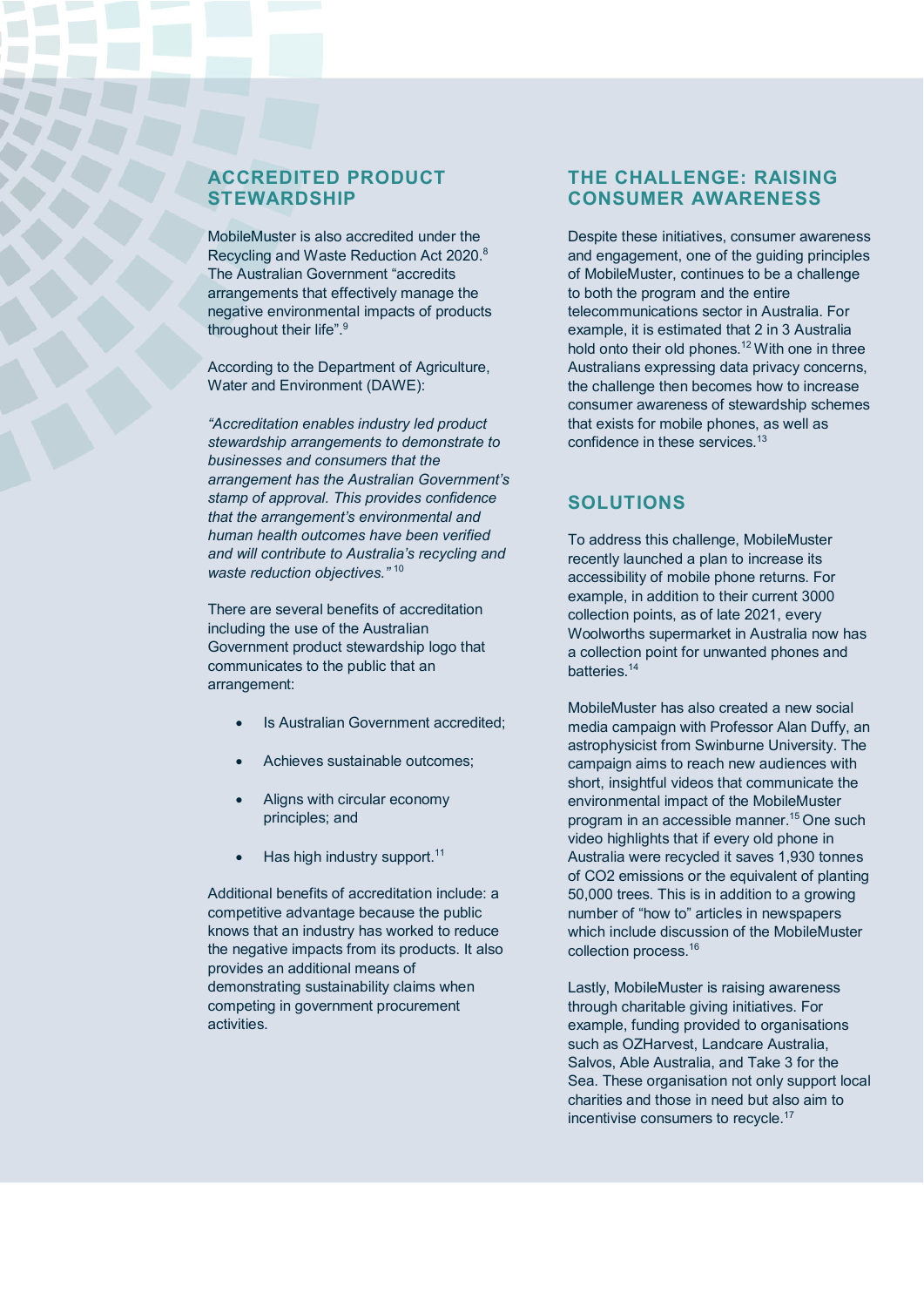## ACCREDITED PRODUCT STEWARDSHIP

MobileMuster is also accredited under the Recycling and Waste Reduction Act 2020.[8] The Australian Government "accredits arrangements that effectively manage the negative environmental impacts of products throughout their life".[9]

According to the Department of Agriculture, Water and Environment (DAWE):

*"Accreditation enables industry led product stewardship arrangements to demonstrate to businesses and consumers that the arrangement has the Australian Government's stamp of approval. This provides confidence that the arrangement's environmental and human health outcomes have been verified and will contribute to Australia's recycling and waste reduction objectives."* [10]

There are several benefits of accreditation including the use of the Australian Government product stewardship logo that communicates to the public that an arrangement:

- Is Australian Government accredited;
- Achieves sustainable outcomes;
- Aligns with circular economy principles; and
- Has high industry support.[11]

Additional benefits of accreditation include: a competitive advantage because the public knows that an industry has worked to reduce the negative impacts from its products. It also provides an additional means of demonstrating sustainability claims when competing in government procurement activities.

## THE CHALLENGE: RAISING CONSUMER AWARENESS

Despite these initiatives, consumer awareness and engagement, one of the guiding principles of MobileMuster, continues to be a challenge to both the program and the entire telecommunications sector in Australia. For example, it is estimated that 2 in 3 Australia hold onto their old phones.[12] With one in three Australians expressing data privacy concerns, the challenge then becomes how to increase consumer awareness of stewardship schemes that exists for mobile phones, as well as confidence in these services.[13]

## SOLUTIONS

To address this challenge, MobileMuster recently launched a plan to increase its accessibility of mobile phone returns. For example, in addition to their current 3000 collection points, as of late 2021, every Woolworths supermarket in Australia now has a collection point for unwanted phones and batteries.[14]

MobileMuster has also created a new social media campaign with Professor Alan Duffy, an astrophysicist from Swinburne University. The campaign aims to reach new audiences with short, insightful videos that communicate the environmental impact of the MobileMuster program in an accessible manner.[15] One such video highlights that if every old phone in Australia were recycled it saves 1,930 tonnes of $CO_2$ emissions or the equivalent of planting 50,000 trees. This is in addition to a growing number of "how to" articles in newspapers which include discussion of the MobileMuster collection process.[16]

Lastly, MobileMuster is raising awareness through charitable giving initiatives. For example, funding provided to organisations such as OZHarvest, Landcare Australia, Salvos, Able Australia, and Take 3 for the Sea. These organisation not only support local charities and those in need but also aim to incentivise consumers to recycle.[17]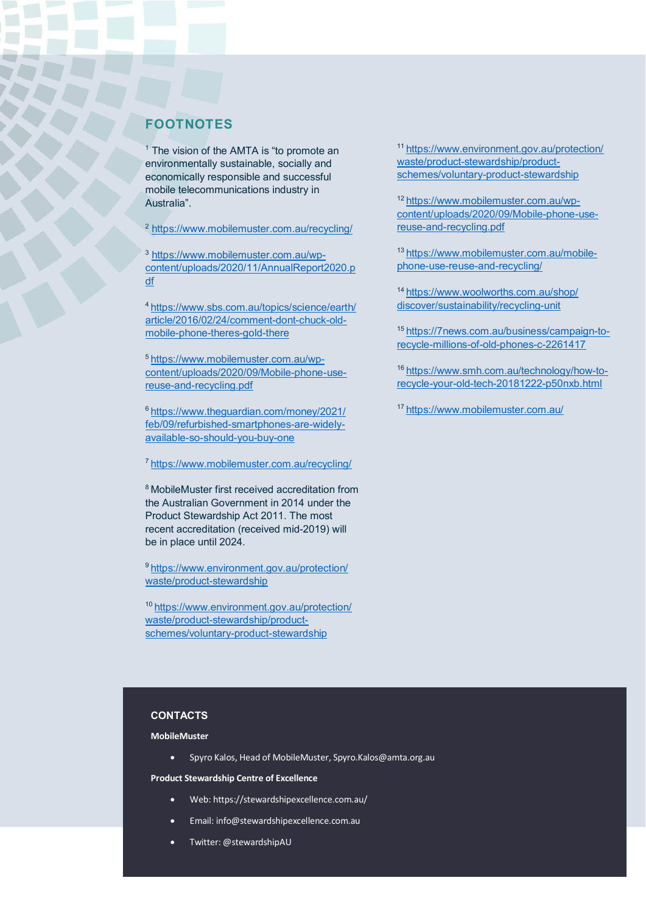## FOOTNOTES

[1] The vision of the AMTA is "to promote an environmentally sustainable, socially and economically responsible and successful mobile telecommunications industry in Australia".

[2] https://www.mobilemuster.com.au/recycling/

[3] https://www.mobilemuster.com.au/wp-content/uploads/2020/11/AnnualReport2020.pdf

[4] https://www.sbs.com.au/topics/science/earth/article/2016/02/24/comment-dont-chuck-old-mobile-phone-theres-gold-there

[5] https://www.mobilemuster.com.au/wp-content/uploads/2020/09/Mobile-phone-use-reuse-and-recycling.pdf

[6] https://www.theguardian.com/money/2021/feb/09/refurbished-smartphones-are-widely-available-so-should-you-buy-one

[7] https://www.mobilemuster.com.au/recycling/

[8] MobileMuster first received accreditation from the Australian Government in 2014 under the Product Stewardship Act 2011. The most recent accreditation (received mid-2019) will be in place until 2024.

[9] https://www.environment.gov.au/protection/waste/product-stewardship

[10] https://www.environment.gov.au/protection/waste/product-stewardship/product-schemes/voluntary-product-stewardship

[11] https://www.environment.gov.au/protection/waste/product-stewardship/product-schemes/voluntary-product-stewardship

[12] https://www.mobilemuster.com.au/wp-content/uploads/2020/09/Mobile-phone-use-reuse-and-recycling.pdf

[13] https://www.mobilemuster.com.au/mobile-phone-use-reuse-and-recycling/

[14] https://www.woolworths.com.au/shop/discover/sustainability/recycling-unit

[15] https://7news.com.au/business/campaign-to-recycle-millions-of-old-phones-c-2261417

[16] https://www.smh.com.au/technology/how-to-recycle-your-old-tech-20181222-p50nxb.html

[17] https://www.mobilemuster.com.au/

## CONTACTS

**MobileMuster**

- Spyro Kalos, Head of MobileMuster, Spyro.Kalos@amta.org.au

**Product Stewardship Centre of Excellence**

- Web: https://stewardshipexcellence.com.au/
- Email: info@stewardshipexcellence.com.au
- Twitter: @stewardshipAU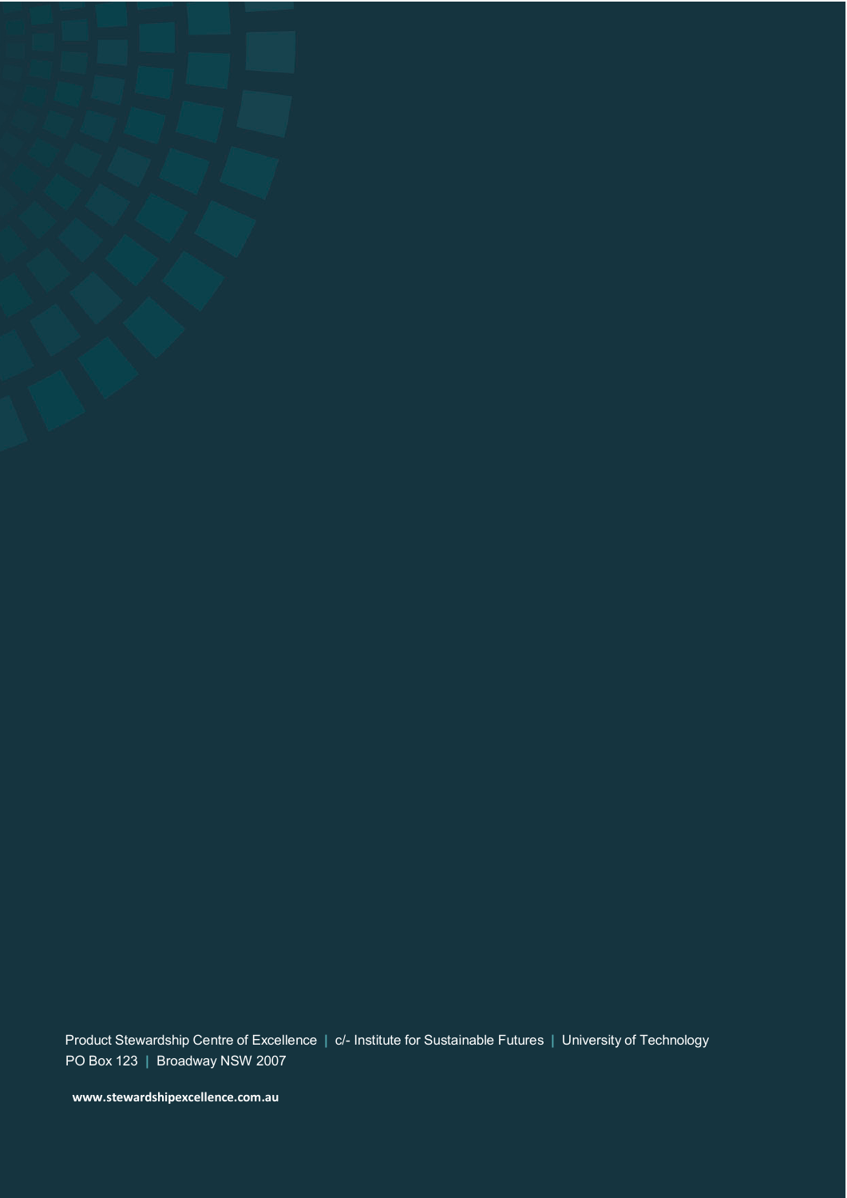Product Stewardship Centre of Excellence | c/- Institute for Sustainable Futures | University of Technology
PO Box 123 | Broadway NSW 2007

**www.stewardshipexcellence.com.au**